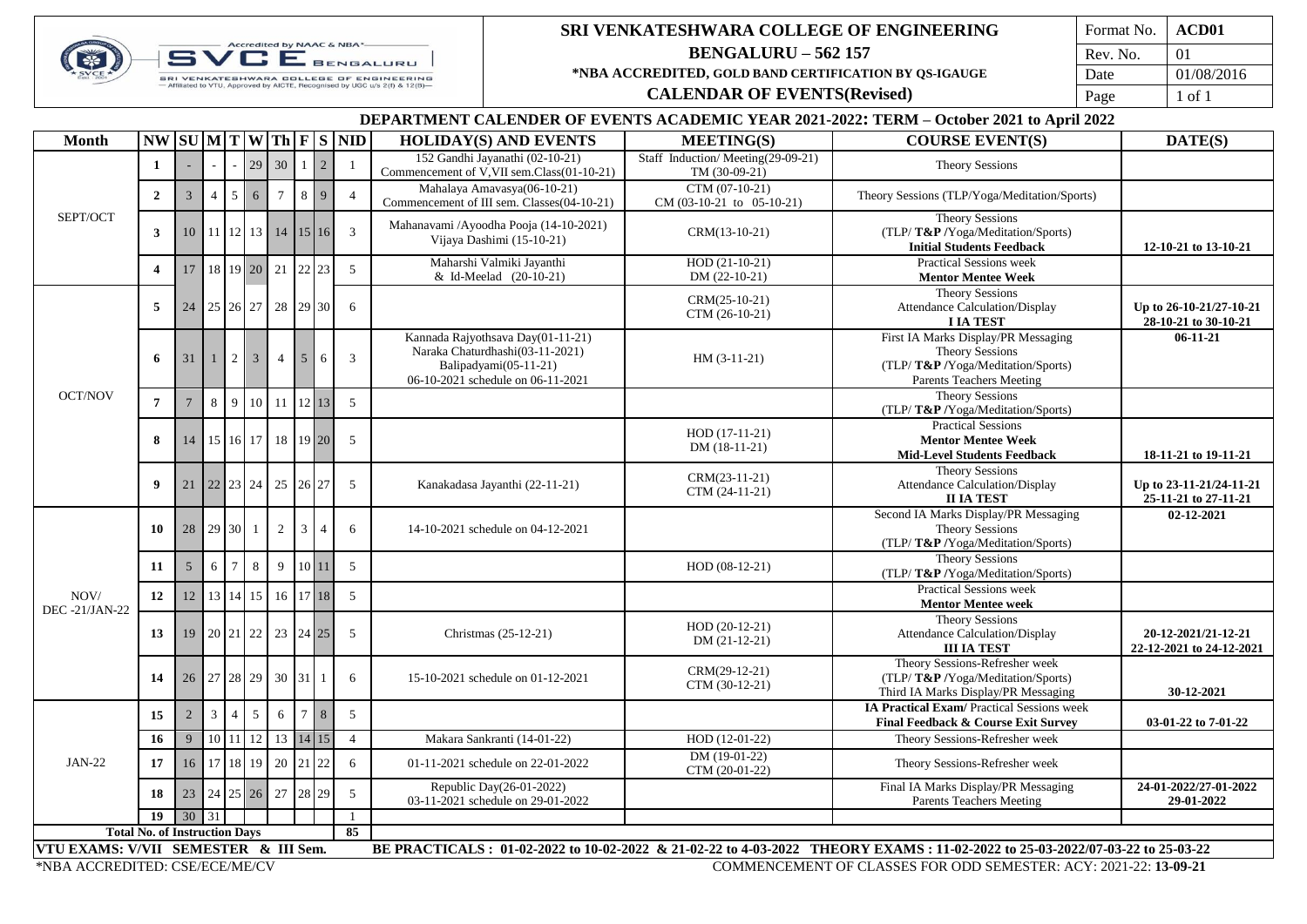# SRI VENKATESHWARA COLLEGE OF ENGINEERING

## BENGALURU – 562 157

**\*NBA ACCREDITED, GOLD BAND CERTIFICATION BY QS-IGAUGE**

**CALENDAR OF EVENTS(Revised)**

| Format No. | ACD01 |
|---|---|
| Rev. No. | 01 |
| Date | 01/08/2016 |
| Page | 1 of 1 |

### DEPARTMENT CALENDER OF EVENTS ACADEMIC YEAR 2021-2022: TERM – October 2021 to April 2022

| Month | NW | SU | M | T | W | Th | F | S | NID | HOLIDAY(S) AND EVENTS | MEETING(S) | COURSE EVENT(S) | DATE(S) |
|---|---|---|---|---|---|---|---|---|---|---|---|---|---|
| SEPT/OCT | 1 | - | - | - | 29 | 30 | 1 | 2 | 1 | 152 Gandhi Jayanathi (02-10-21) Commencement of V,VII sem.Class(01-10-21) | Staff Induction/ Meeting(29-09-21) TM (30-09-21) | Theory Sessions | |
| | 2 | 3 | 4 | 5 | 6 | 7 | 8 | 9 | 4 | Mahalaya Amavasya(06-10-21) Commencement of III sem. Classes(04-10-21) | CTM (07-10-21) CM (03-10-21 to 05-10-21) | Theory Sessions (TLP/Yoga/Meditation/Sports) | |
| | 3 | 10 | 11 | 12 | 13 | 14 | 15 | 16 | 3 | Mahanavami /Ayoodha Pooja (14-10-2021) Vijaya Dashimi (15-10-21) | CRM(13-10-21) | Theory Sessions (TLP/ **T&P** /Yoga/Meditation/Sports) **Initial Students Feedback** | **12-10-21 to 13-10-21** |
| | 4 | 17 | 18 | 19 | 20 | 21 | 22 | 23 | 5 | Maharshi Valmiki Jayanthi & Id-Meelad (20-10-21) | HOD (21-10-21) DM (22-10-21) | Practical Sessions week **Mentor Mentee Week** | |
| OCT/NOV | 5 | 24 | 25 | 26 | 27 | 28 | 29 | 30 | 6 | | CRM(25-10-21) CTM (26-10-21) | Theory Sessions Attendance Calculation/Display **I IA TEST** | **Up to 26-10-21/27-10-21 28-10-21 to 30-10-21** |
| | 6 | 31 | 1 | 2 | 3 | 4 | 5 | 6 | 3 | Kannada Rajyothsava Day(01-11-21) Naraka Chaturdhashi(03-11-2021) Balipadyami(05-11-21) 06-10-2021 schedule on 06-11-2021 | HM (3-11-21) | First IA Marks Display/PR Messaging Theory Sessions (TLP/ **T&P** /Yoga/Meditation/Sports) Parents Teachers Meeting | **06-11-21** |
| | 7 | 7 | 8 | 9 | 10 | 11 | 12 | 13 | 5 | | | Theory Sessions (TLP/ **T&P** /Yoga/Meditation/Sports) | |
| | 8 | 14 | 15 | 16 | 17 | 18 | 19 | 20 | 5 | | HOD (17-11-21) DM (18-11-21) | Practical Sessions **Mentor Mentee Week** **Mid-Level Students Feedback** | **18-11-21 to 19-11-21** |
| | 9 | 21 | 22 | 23 | 24 | 25 | 26 | 27 | 5 | Kanakadasa Jayanthi (22-11-21) | CRM(23-11-21) CTM (24-11-21) | Theory Sessions Attendance Calculation/Display **II IA TEST** | **Up to 23-11-21/24-11-21 25-11-21 to 27-11-21** |
| NOV/ DEC -21/JAN-22 | 10 | 28 | 29 | 30 | 1 | 2 | 3 | 4 | 6 | 14-10-2021 schedule on 04-12-2021 | | Second IA Marks Display/PR Messaging Theory Sessions (TLP/ **T&P** /Yoga/Meditation/Sports) | **02-12-2021** |
| | 11 | 5 | 6 | 7 | 8 | 9 | 10 | 11 | 5 | | HOD (08-12-21) | Theory Sessions (TLP/ **T&P** /Yoga/Meditation/Sports) | |
| | 12 | 12 | 13 | 14 | 15 | 16 | 17 | 18 | 5 | | | Practical Sessions week **Mentor Mentee week** | |
| | 13 | 19 | 20 | 21 | 22 | 23 | 24 | 25 | 5 | Christmas (25-12-21) | HOD (20-12-21) DM (21-12-21) | Theory Sessions Attendance Calculation/Display **III IA TEST** | **20-12-2021/21-12-21 22-12-2021 to 24-12-2021** |
| | 14 | 26 | 27 | 28 | 29 | 30 | 31 | 1 | 6 | 15-10-2021 schedule on 01-12-2021 | CRM(29-12-21) CTM (30-12-21) | Theory Sessions-Refresher week (TLP/ **T&P** /Yoga/Meditation/Sports) Third IA Marks Display/PR Messaging | **30-12-2021** |
| JAN-22 | 15 | 2 | 3 | 4 | 5 | 6 | 7 | 8 | 5 | | | **IA Practical Exam**/ Practical Sessions week **Final Feedback & Course Exit Survey** | **03-01-22 to 7-01-22** |
| | 16 | 9 | 10 | 11 | 12 | 13 | 14 | 15 | 4 | Makara Sankranti (14-01-22) | HOD (12-01-22) | Theory Sessions-Refresher week | |
| | 17 | 16 | 17 | 18 | 19 | 20 | 21 | 22 | 6 | 01-11-2021 schedule on 22-01-2022 | DM (19-01-22) CTM (20-01-22) | Theory Sessions-Refresher week | |
| | 18 | 23 | 24 | 25 | 26 | 27 | 28 | 29 | 5 | Republic Day(26-01-2022) 03-11-2021 schedule on 29-01-2022 | | Final IA Marks Display/PR Messaging Parents Teachers Meeting | **24-01-2022/27-01-2022 29-01-2022** |
| | 19 | 30 | 31 | | | | | | 1 | | | | |
| **Total No. of Instruction Days** | | | | | | | | | **85** | | | | |

**VTU EXAMS: V/VII SEMESTER & III Sem.** **BE PRACTICALS : 01-02-2022 to 10-02-2022 & 21-02-22 to 4-03-2022 THEORY EXAMS : 11-02-2022 to 25-03-2022/07-03-22 to 25-03-22**

\*NBA ACCREDITED: CSE/ECE/ME/CV

COMMENCEMENT OF CLASSES FOR ODD SEMESTER: ACY: 2021-22: **13-09-21**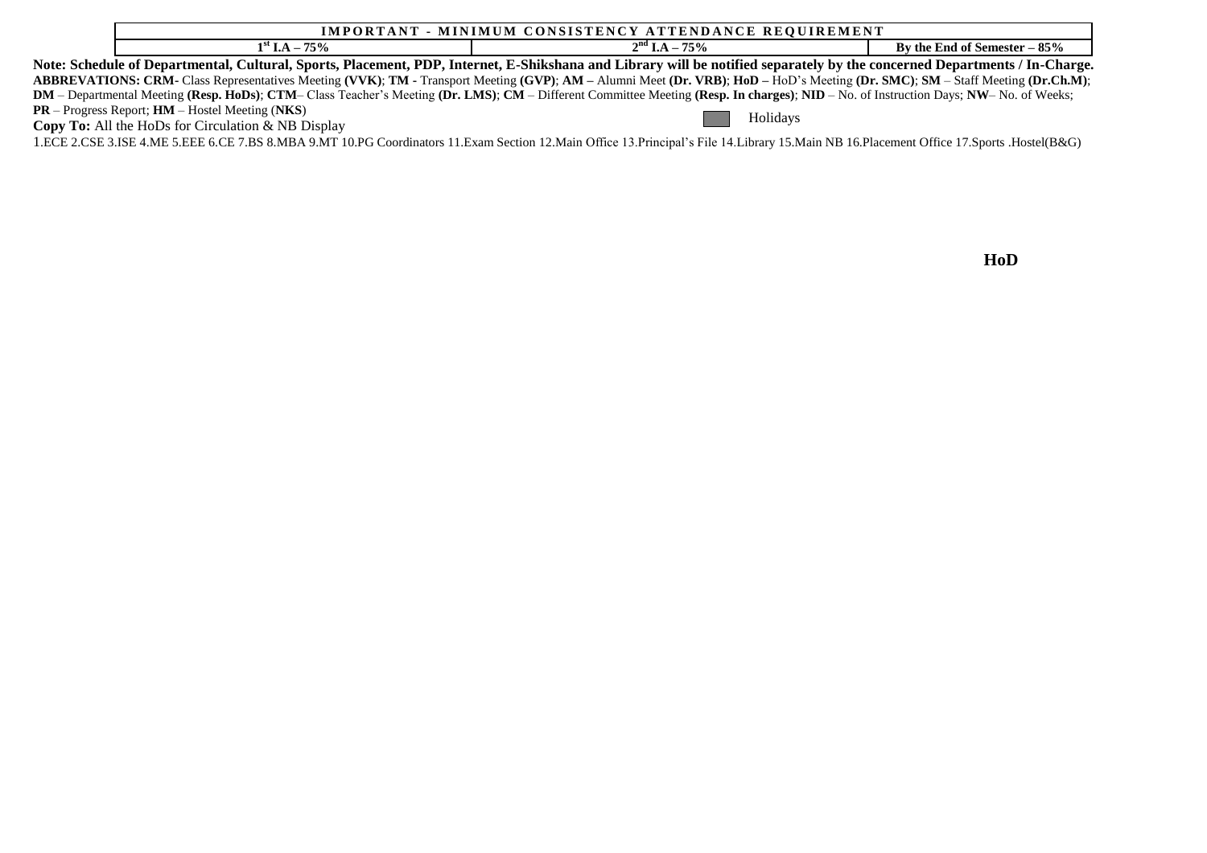| IMPORTANT - MINIMUM CONSISTENCY ATTENDANCE REQUIREMENT | | |
|---|---|---|
| 1st I.A – 75% | 2nd I.A – 75% | By the End of Semester – 85% |

**Note: Schedule of Departmental, Cultural, Sports, Placement, PDP, Internet, E-Shikshana and Library will be notified separately by the concerned Departments / In-Charge.**

**ABBREVATIONS: CRM-** Class Representatives Meeting **(VVK)**; **TM -** Transport Meeting **(GVP)**; **AM –** Alumni Meet **(Dr. VRB)**; **HoD –** HoD's Meeting **(Dr. SMC)**; **SM** – Staff Meeting **(Dr.Ch.M)**; **DM** – Departmental Meeting **(Resp. HoDs)**; **CTM**– Class Teacher's Meeting **(Dr. LMS)**; **CM** – Different Committee Meeting **(Resp. In charges)**; **NID** – No. of Instruction Days; **NW**– No. of Weeks; **PR** – Progress Report; **HM** – Hostel Meeting (**NKS**)

Holidays

**Copy To:** All the HoDs for Circulation & NB Display

1.ECE 2.CSE 3.ISE 4.ME 5.EEE 6.CE 7.BS 8.MBA 9.MT 10.PG Coordinators 11.Exam Section 12.Main Office 13.Principal's File 14.Library 15.Main NB 16.Placement Office 17.Sports .Hostel(B&G)

**HoD**